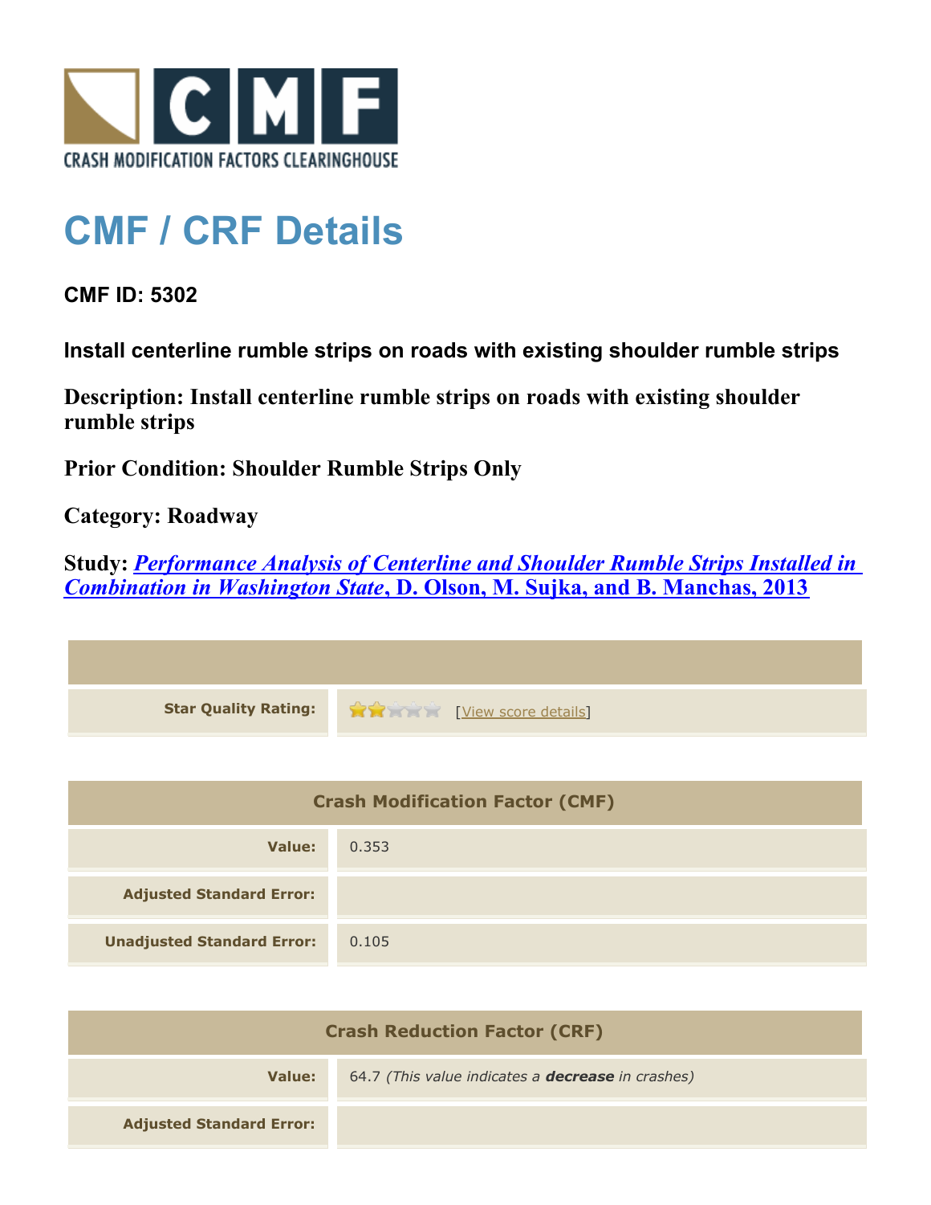# CMF / CRF Details

**CMF ID: 5302**

**Install centerline rumble strips on roads with existing shoulder rumble strips**

**Description: Install centerline rumble strips on roads with existing shoulder rumble strips**

**Prior Condition: Shoulder Rumble Strips Only**

**Category: Roadway**

**Study: *Performance Analysis of Centerline and Shoulder Rumble Strips Installed in Combination in Washington State*, D. Olson, M. Sujka, and B. Manchas, 2013**

| | |
|---|---|
| **Star Quality Rating:** | [View score details] |

| Crash Modification Factor (CMF) | |
|---|---|
| **Value:** | 0.353 |
| **Adjusted Standard Error:** | |
| **Unadjusted Standard Error:** | 0.105 |

| Crash Reduction Factor (CRF) | |
|---|---|
| **Value:** | 64.7 *(This value indicates a **decrease** in crashes)* |
| **Adjusted Standard Error:** | |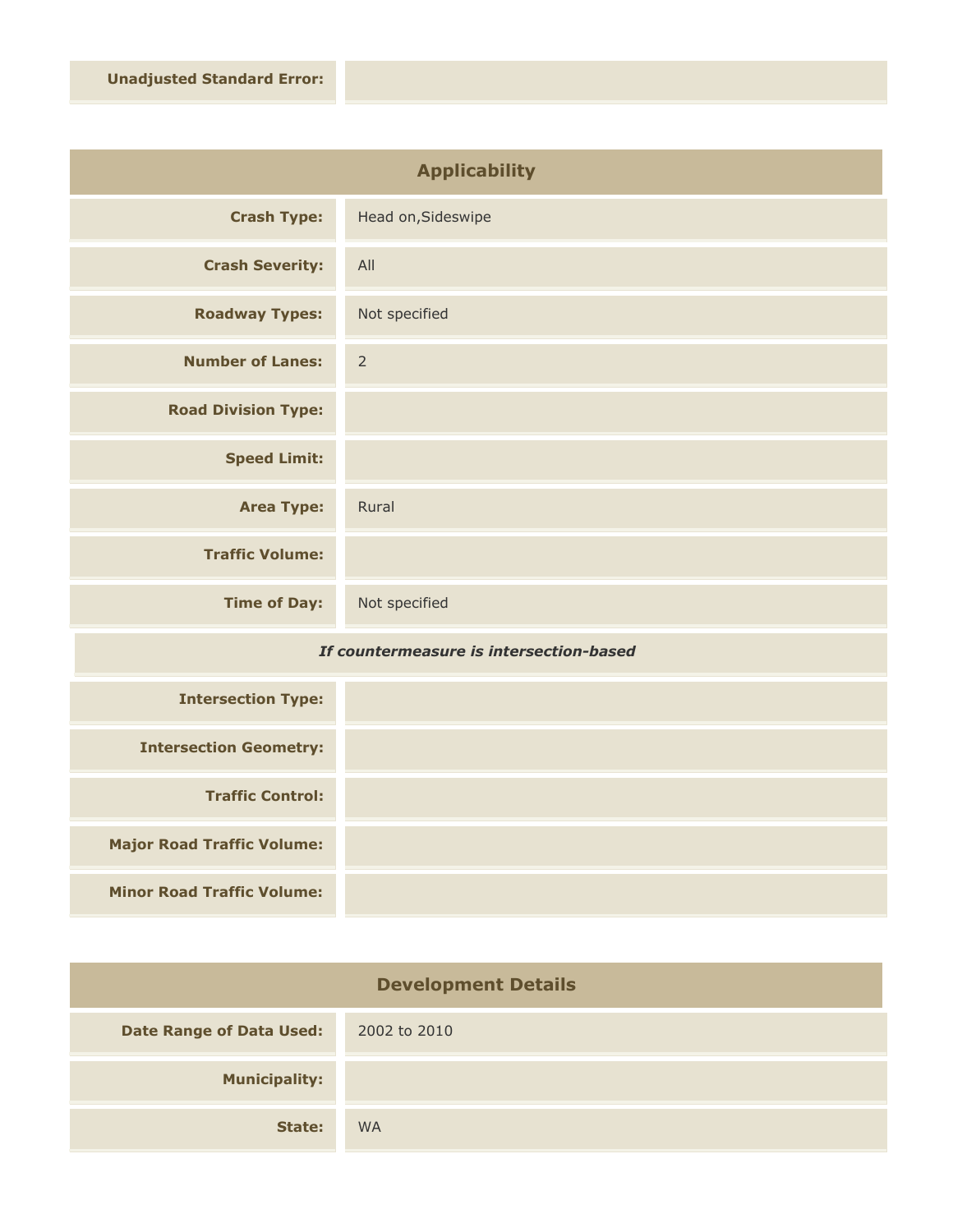| | |
|---|---|
| **Unadjusted Standard Error:** | |

## Applicability

| | |
|---|---|
| **Crash Type:** | Head on,Sideswipe |
| **Crash Severity:** | All |
| **Roadway Types:** | Not specified |
| **Number of Lanes:** | 2 |
| **Road Division Type:** | |
| **Speed Limit:** | |
| **Area Type:** | Rural |
| **Traffic Volume:** | |
| **Time of Day:** | Not specified |

***If countermeasure is intersection-based***

| | |
|---|---|
| **Intersection Type:** | |
| **Intersection Geometry:** | |
| **Traffic Control:** | |
| **Major Road Traffic Volume:** | |
| **Minor Road Traffic Volume:** | |

## Development Details

| | |
|---|---|
| **Date Range of Data Used:** | 2002 to 2010 |
| **Municipality:** | |
| **State:** | WA |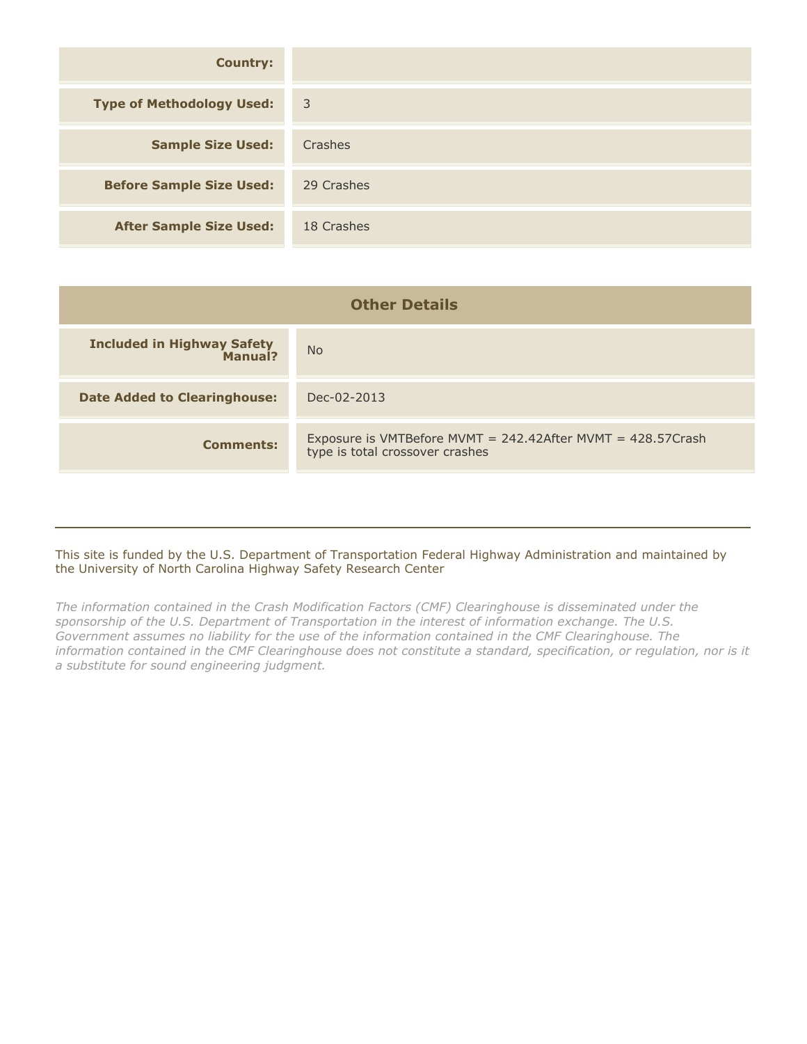| | |
|---|---|
| **Country:** | |
| **Type of Methodology Used:** | 3 |
| **Sample Size Used:** | Crashes |
| **Before Sample Size Used:** | 29 Crashes |
| **After Sample Size Used:** | 18 Crashes |

## Other Details

| | |
|---|---|
| **Included in Highway Safety Manual?** | No |
| **Date Added to Clearinghouse:** | Dec-02-2013 |
| **Comments:** | Exposure is VMTBefore MVMT = 242.42After MVMT = 428.57Crash type is total crossover crashes |

---

This site is funded by the U.S. Department of Transportation Federal Highway Administration and maintained by the University of North Carolina Highway Safety Research Center

*The information contained in the Crash Modification Factors (CMF) Clearinghouse is disseminated under the sponsorship of the U.S. Department of Transportation in the interest of information exchange. The U.S. Government assumes no liability for the use of the information contained in the CMF Clearinghouse. The information contained in the CMF Clearinghouse does not constitute a standard, specification, or regulation, nor is it a substitute for sound engineering judgment.*